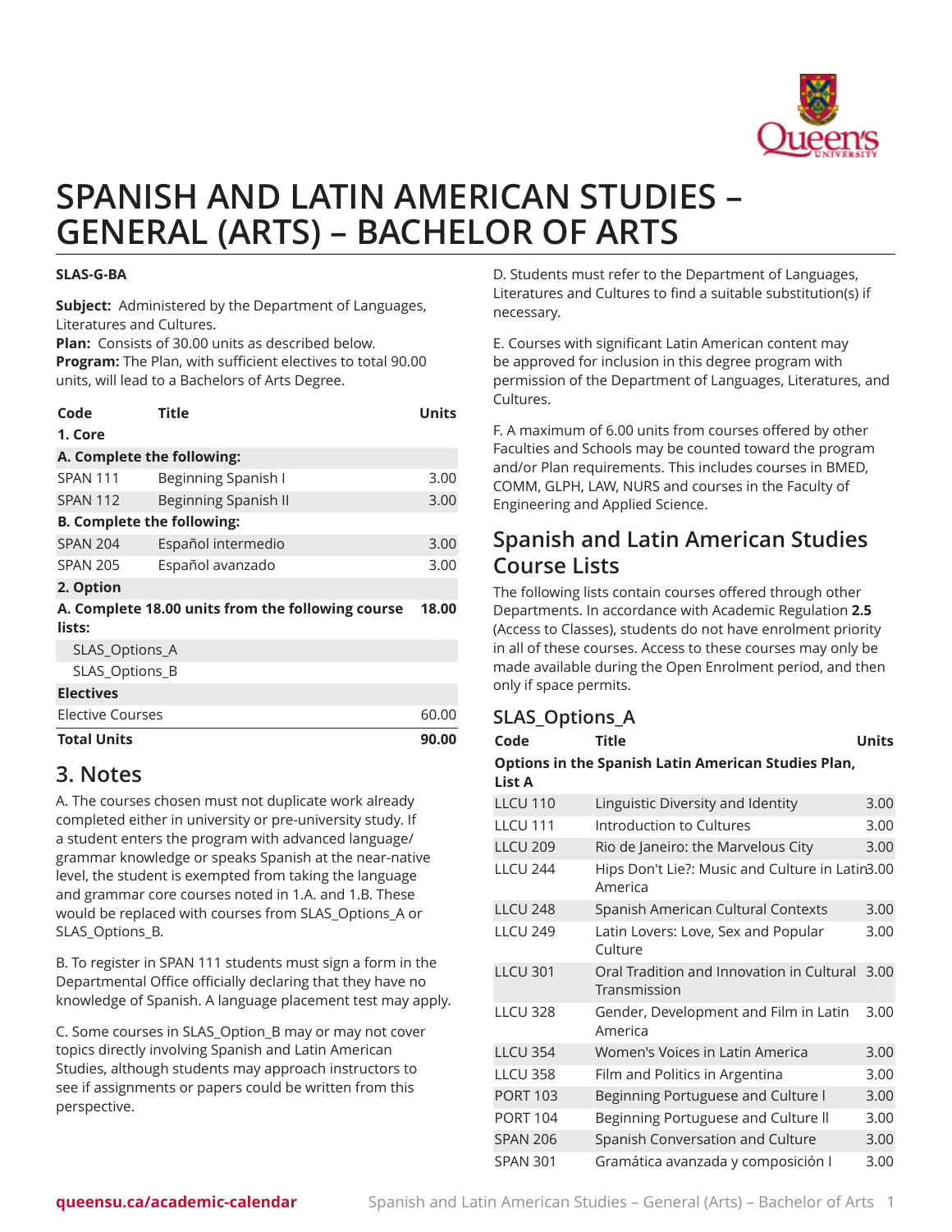# SPANISH AND LATIN AMERICAN STUDIES – GENERAL (ARTS) – BACHELOR OF ARTS

**SLAS-G-BA**

**Subject:** Administered by the Department of Languages, Literatures and Cultures.
**Plan:** Consists of 30.00 units as described below.
**Program:** The Plan, with sufficient electives to total 90.00 units, will lead to a Bachelors of Arts Degree.

| Code | Title | Units |
|---|---|---|
| **1. Core** | | |
| **A. Complete the following:** | | |
| SPAN 111 | Beginning Spanish I | 3.00 |
| SPAN 112 | Beginning Spanish II | 3.00 |
| **B. Complete the following:** | | |
| SPAN 204 | Español intermedio | 3.00 |
| SPAN 205 | Español avanzado | 3.00 |
| **2. Option** | | |
| **A. Complete 18.00 units from the following course lists:** | | **18.00** |
| SLAS_Options_A | | |
| SLAS_Options_B | | |
| **Electives** | | |
| Elective Courses | | 60.00 |
| **Total Units** | | **90.00** |

## 3. Notes

A. The courses chosen must not duplicate work already completed either in university or pre-university study. If a student enters the program with advanced language/grammar knowledge or speaks Spanish at the near-native level, the student is exempted from taking the language and grammar core courses noted in 1.A. and 1.B. These would be replaced with courses from SLAS_Options_A or SLAS_Options_B.

B. To register in SPAN 111 students must sign a form in the Departmental Office officially declaring that they have no knowledge of Spanish. A language placement test may apply.

C. Some courses in SLAS_Option_B may or may not cover topics directly involving Spanish and Latin American Studies, although students may approach instructors to see if assignments or papers could be written from this perspective.

D. Students must refer to the Department of Languages, Literatures and Cultures to find a suitable substitution(s) if necessary.

E. Courses with significant Latin American content may be approved for inclusion in this degree program with permission of the Department of Languages, Literatures, and Cultures.

F. A maximum of 6.00 units from courses offered by other Faculties and Schools may be counted toward the program and/or Plan requirements. This includes courses in BMED, COMM, GLPH, LAW, NURS and courses in the Faculty of Engineering and Applied Science.

## Spanish and Latin American Studies Course Lists

The following lists contain courses offered through other Departments. In accordance with Academic Regulation **2.5** (Access to Classes), students do not have enrolment priority in all of these courses. Access to these courses may only be made available during the Open Enrolment period, and then only if space permits.

### SLAS_Options_A

| Code | Title | Units |
|---|---|---|
| **Options in the Spanish Latin American Studies Plan, List A** | | |
| LLCU 110 | Linguistic Diversity and Identity | 3.00 |
| LLCU 111 | Introduction to Cultures | 3.00 |
| LLCU 209 | Rio de Janeiro: the Marvelous City | 3.00 |
| LLCU 244 | Hips Don't Lie?: Music and Culture in Latin America | 3.00 |
| LLCU 248 | Spanish American Cultural Contexts | 3.00 |
| LLCU 249 | Latin Lovers: Love, Sex and Popular Culture | 3.00 |
| LLCU 301 | Oral Tradition and Innovation in Cultural Transmission | 3.00 |
| LLCU 328 | Gender, Development and Film in Latin America | 3.00 |
| LLCU 354 | Women's Voices in Latin America | 3.00 |
| LLCU 358 | Film and Politics in Argentina | 3.00 |
| PORT 103 | Beginning Portuguese and Culture I | 3.00 |
| PORT 104 | Beginning Portuguese and Culture II | 3.00 |
| SPAN 206 | Spanish Conversation and Culture | 3.00 |
| SPAN 301 | Gramática avanzada y composición I | 3.00 |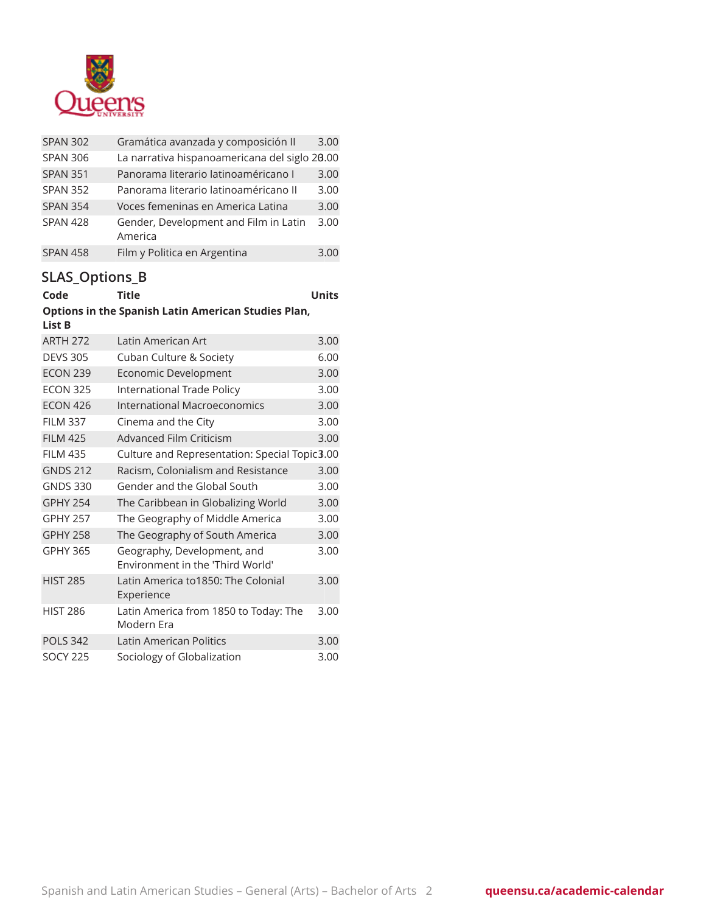| | | |
|---|---|---|
| SPAN 302 | Gramática avanzada y composición II | 3.00 |
| SPAN 306 | La narrativa hispanoamericana del siglo 20 | 3.00 |
| SPAN 351 | Panorama literario latinoaméricano I | 3.00 |
| SPAN 352 | Panorama literario latinoaméricano II | 3.00 |
| SPAN 354 | Voces femeninas en America Latina | 3.00 |
| SPAN 428 | Gender, Development and Film in Latin America | 3.00 |
| SPAN 458 | Film y Politica en Argentina | 3.00 |

## SLAS_Options_B

| Code | Title | Units |
|---|---|---|
| **Options in the Spanish Latin American Studies Plan, List B** | | |
| ARTH 272 | Latin American Art | 3.00 |
| DEVS 305 | Cuban Culture & Society | 6.00 |
| ECON 239 | Economic Development | 3.00 |
| ECON 325 | International Trade Policy | 3.00 |
| ECON 426 | International Macroeconomics | 3.00 |
| FILM 337 | Cinema and the City | 3.00 |
| FILM 425 | Advanced Film Criticism | 3.00 |
| FILM 435 | Culture and Representation: Special Topic | 3.00 |
| GNDS 212 | Racism, Colonialism and Resistance | 3.00 |
| GNDS 330 | Gender and the Global South | 3.00 |
| GPHY 254 | The Caribbean in Globalizing World | 3.00 |
| GPHY 257 | The Geography of Middle America | 3.00 |
| GPHY 258 | The Geography of South America | 3.00 |
| GPHY 365 | Geography, Development, and Environment in the 'Third World' | 3.00 |
| HIST 285 | Latin America to1850: The Colonial Experience | 3.00 |
| HIST 286 | Latin America from 1850 to Today: The Modern Era | 3.00 |
| POLS 342 | Latin American Politics | 3.00 |
| SOCY 225 | Sociology of Globalization | 3.00 |